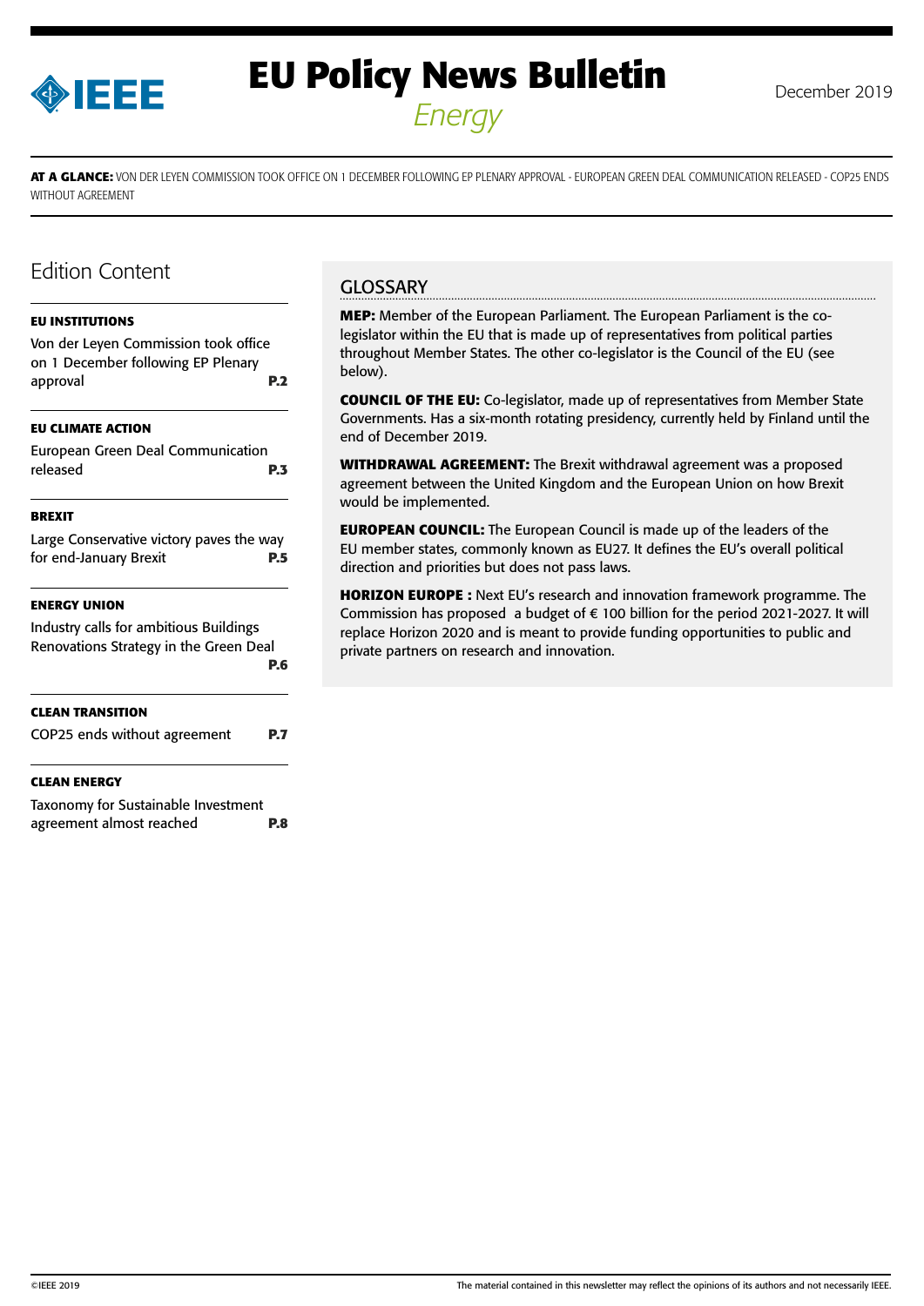# EU Policy News Bulletin

*Energy*

December 2019

**AT A GLANCE:** VON DER LEYEN COMMISSION TOOK OFFICE ON 1 DECEMBER FOLLOWING EP PLENARY APPROVAL - EUROPEAN GREEN DEAL COMMUNICATION RELEASED - COP25 ENDS WITHOUT AGREEMENT

## Edition Content

**EU INSTITUTIONS**

Von der Leyen Commission took office on 1 December following EP Plenary approval **P.2**

**EU CLIMATE ACTION**

European Green Deal Communication released **P.3**

**BREXIT**

Large Conservative victory paves the way for end-January Brexit **P.5**

**ENERGY UNION**

Industry calls for ambitious Buildings Renovations Strategy in the Green Deal **P.6**

**CLEAN TRANSITION**

COP25 ends without agreement **P.7**

**CLEAN ENERGY**

Taxonomy for Sustainable Investment agreement almost reached **P.8**

## GLOSSARY

**MEP:** Member of the European Parliament. The European Parliament is the co-legislator within the EU that is made up of representatives from political parties throughout Member States. The other co-legislator is the Council of the EU (see below).

**COUNCIL OF THE EU:** Co-legislator, made up of representatives from Member State Governments. Has a six-month rotating presidency, currently held by Finland until the end of December 2019.

**WITHDRAWAL AGREEMENT:** The Brexit withdrawal agreement was a proposed agreement between the United Kingdom and the European Union on how Brexit would be implemented.

**EUROPEAN COUNCIL:** The European Council is made up of the leaders of the EU member states, commonly known as EU27. It defines the EU's overall political direction and priorities but does not pass laws.

**HORIZON EUROPE :** Next EU's research and innovation framework programme. The Commission has proposed a budget of € 100 billion for the period 2021-2027. It will replace Horizon 2020 and is meant to provide funding opportunities to public and private partners on research and innovation.

©IEEE 2019

The material contained in this newsletter may reflect the opinions of its authors and not necessarily IEEE.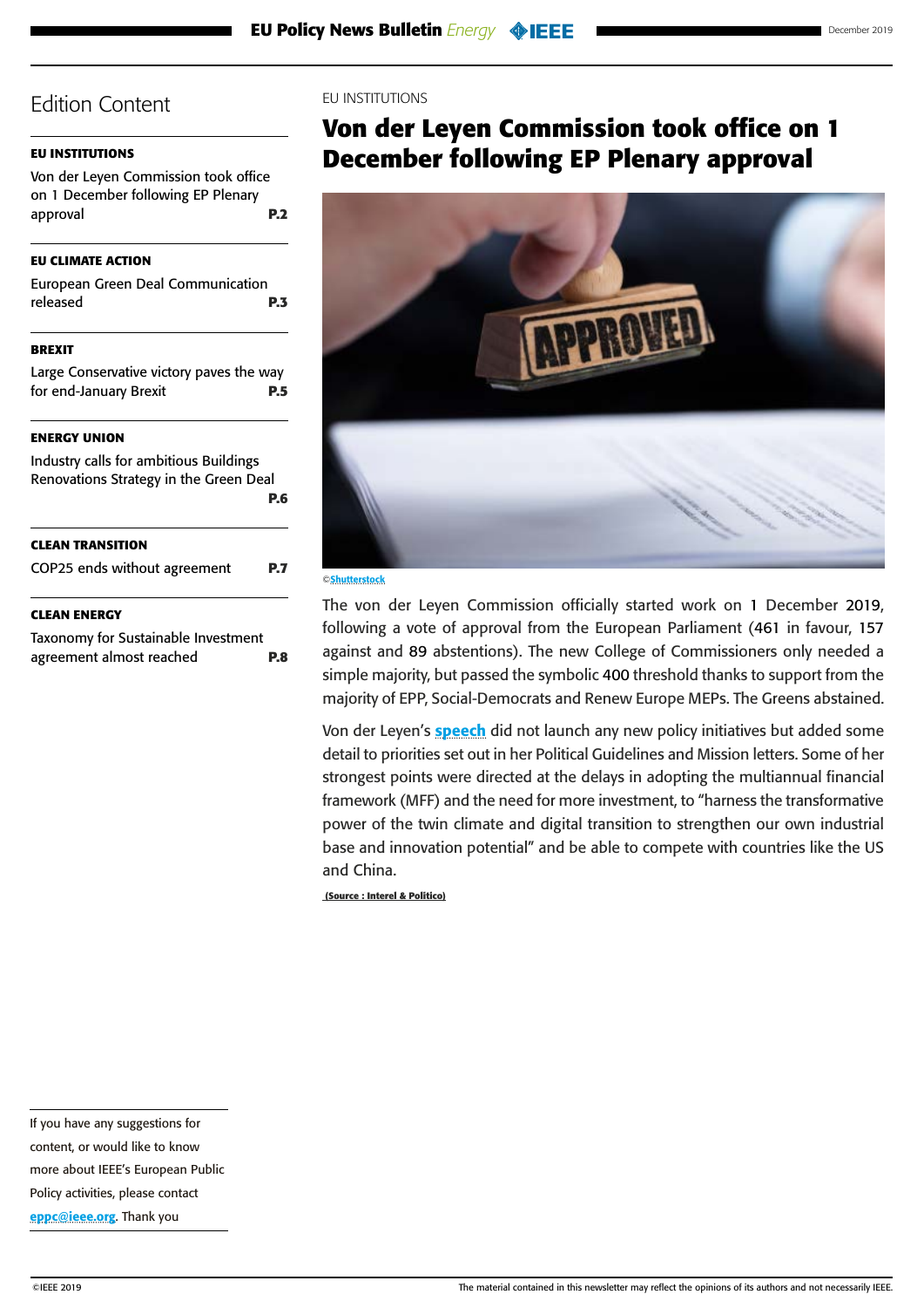## Edition Content

**EU INSTITUTIONS**

Von der Leyen Commission took office on 1 December following EP Plenary approval **P.2**

**EU CLIMATE ACTION**

European Green Deal Communication released **P.3**

**BREXIT**

Large Conservative victory paves the way for end-January Brexit **P.5**

**ENERGY UNION**

Industry calls for ambitious Buildings Renovations Strategy in the Green Deal **P.6**

**CLEAN TRANSITION**

COP25 ends without agreement **P.7**

**CLEAN ENERGY**

Taxonomy for Sustainable Investment agreement almost reached **P.8**

If you have any suggestions for content, or would like to know more about IEEE's European Public Policy activities, please contact eppc@ieee.org. Thank you

EU INSTITUTIONS

# Von der Leyen Commission took office on 1 December following EP Plenary approval

©Shutterstock

The von der Leyen Commission officially started work on 1 December 2019, following a vote of approval from the European Parliament (461 in favour, 157 against and 89 abstentions). The new College of Commissioners only needed a simple majority, but passed the symbolic 400 threshold thanks to support from the majority of EPP, Social-Democrats and Renew Europe MEPs. The Greens abstained.

Von der Leyen's **speech** did not launch any new policy initiatives but added some detail to priorities set out in her Political Guidelines and Mission letters. Some of her strongest points were directed at the delays in adopting the multiannual financial framework (MFF) and the need for more investment, to "harness the transformative power of the twin climate and digital transition to strengthen our own industrial base and innovation potential" and be able to compete with countries like the US and China.

**(Source : Interel & Politico)**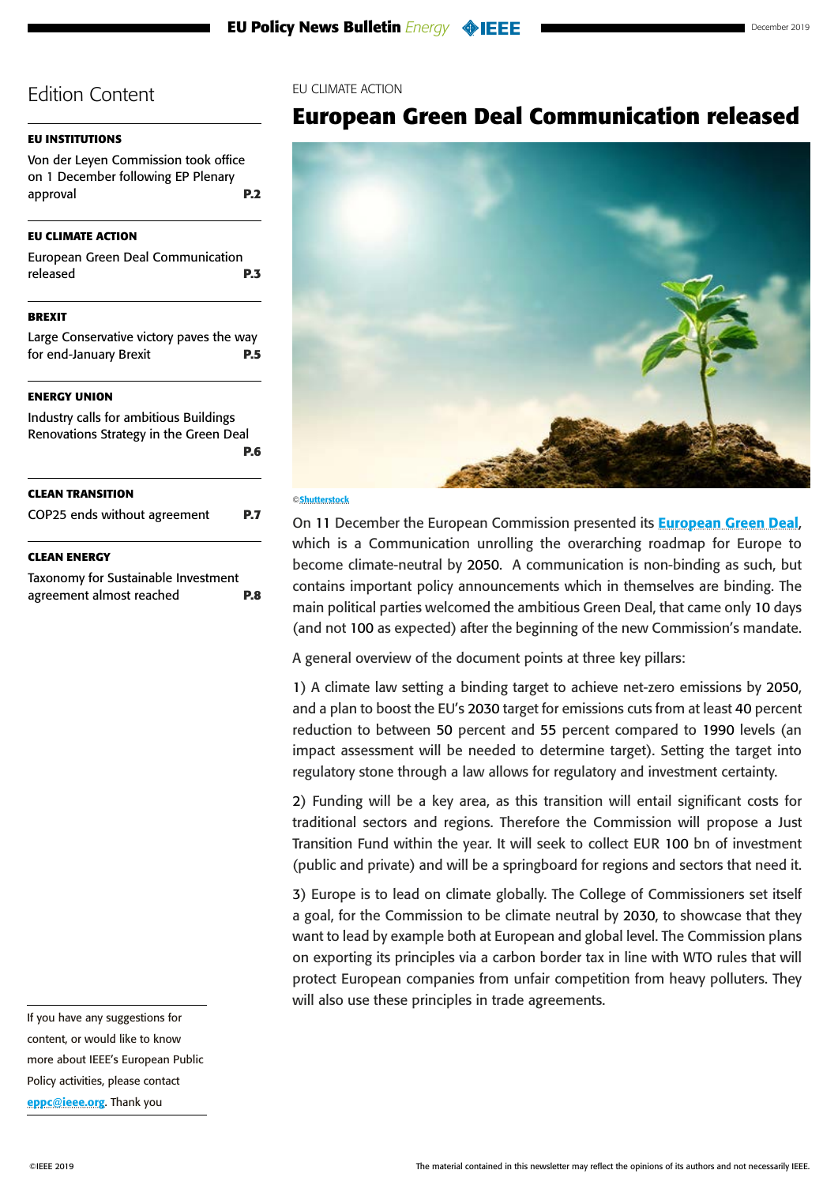## Edition Content

**EU INSTITUTIONS**

Von der Leyen Commission took office on 1 December following EP Plenary approval **P.2**

**EU CLIMATE ACTION**

European Green Deal Communication released **P.3**

**BREXIT**

Large Conservative victory paves the way for end-January Brexit **P.5**

**ENERGY UNION**

Industry calls for ambitious Buildings Renovations Strategy in the Green Deal **P.6**

**CLEAN TRANSITION**

COP25 ends without agreement **P.7**

**CLEAN ENERGY**

Taxonomy for Sustainable Investment agreement almost reached **P.8**

If you have any suggestions for content, or would like to know more about IEEE's European Public Policy activities, please contact **eppc@ieee.org**. Thank you

EU CLIMATE ACTION

# European Green Deal Communication released

©Shutterstock

On 11 December the European Commission presented its **European Green Deal**, which is a Communication unrolling the overarching roadmap for Europe to become climate-neutral by 2050. A communication is non-binding as such, but contains important policy announcements which in themselves are binding. The main political parties welcomed the ambitious Green Deal, that came only 10 days (and not 100 as expected) after the beginning of the new Commission's mandate.

A general overview of the document points at three key pillars:

1) A climate law setting a binding target to achieve net-zero emissions by 2050, and a plan to boost the EU's 2030 target for emissions cuts from at least 40 percent reduction to between 50 percent and 55 percent compared to 1990 levels (an impact assessment will be needed to determine target). Setting the target into regulatory stone through a law allows for regulatory and investment certainty.

2) Funding will be a key area, as this transition will entail significant costs for traditional sectors and regions. Therefore the Commission will propose a Just Transition Fund within the year. It will seek to collect EUR 100 bn of investment (public and private) and will be a springboard for regions and sectors that need it.

3) Europe is to lead on climate globally. The College of Commissioners set itself a goal, for the Commission to be climate neutral by 2030, to showcase that they want to lead by example both at European and global level. The Commission plans on exporting its principles via a carbon border tax in line with WTO rules that will protect European companies from unfair competition from heavy polluters. They will also use these principles in trade agreements.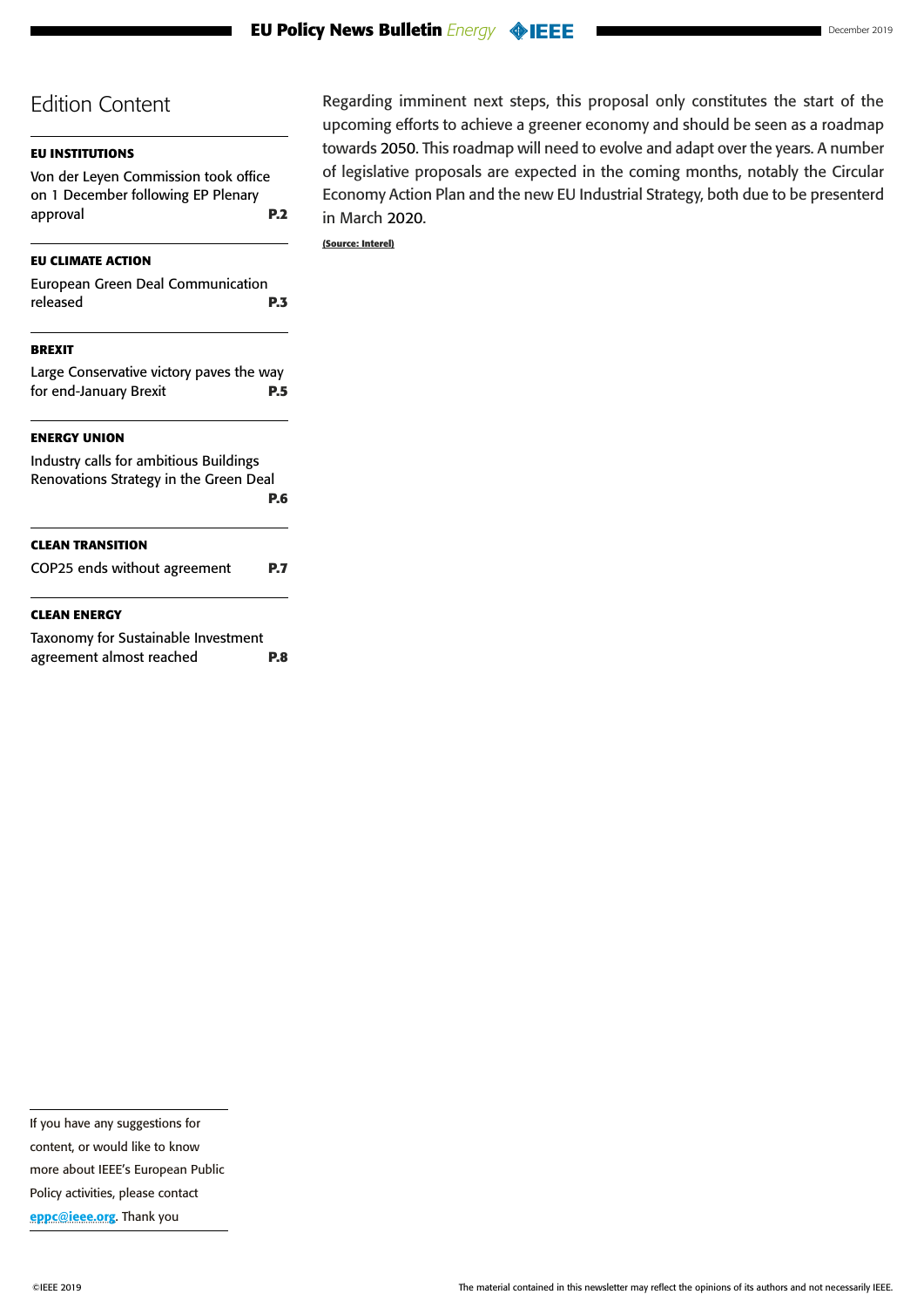## Edition Content

**EU INSTITUTIONS**

Von der Leyen Commission took office on 1 December following EP Plenary approval **P.2**

**EU CLIMATE ACTION**

European Green Deal Communication released **P.3**

**BREXIT**

Large Conservative victory paves the way for end-January Brexit **P.5**

**ENERGY UNION**

Industry calls for ambitious Buildings Renovations Strategy in the Green Deal **P.6**

**CLEAN TRANSITION**

COP25 ends without agreement **P.7**

**CLEAN ENERGY**

Taxonomy for Sustainable Investment agreement almost reached **P.8**

If you have any suggestions for content, or would like to know more about IEEE's European Public Policy activities, please contact eppc@ieee.org. Thank you

Regarding imminent next steps, this proposal only constitutes the start of the upcoming efforts to achieve a greener economy and should be seen as a roadmap towards 2050. This roadmap will need to evolve and adapt over the years. A number of legislative proposals are expected in the coming months, notably the Circular Economy Action Plan and the new EU Industrial Strategy, both due to be presenterd in March 2020.

**(Source: Interel)**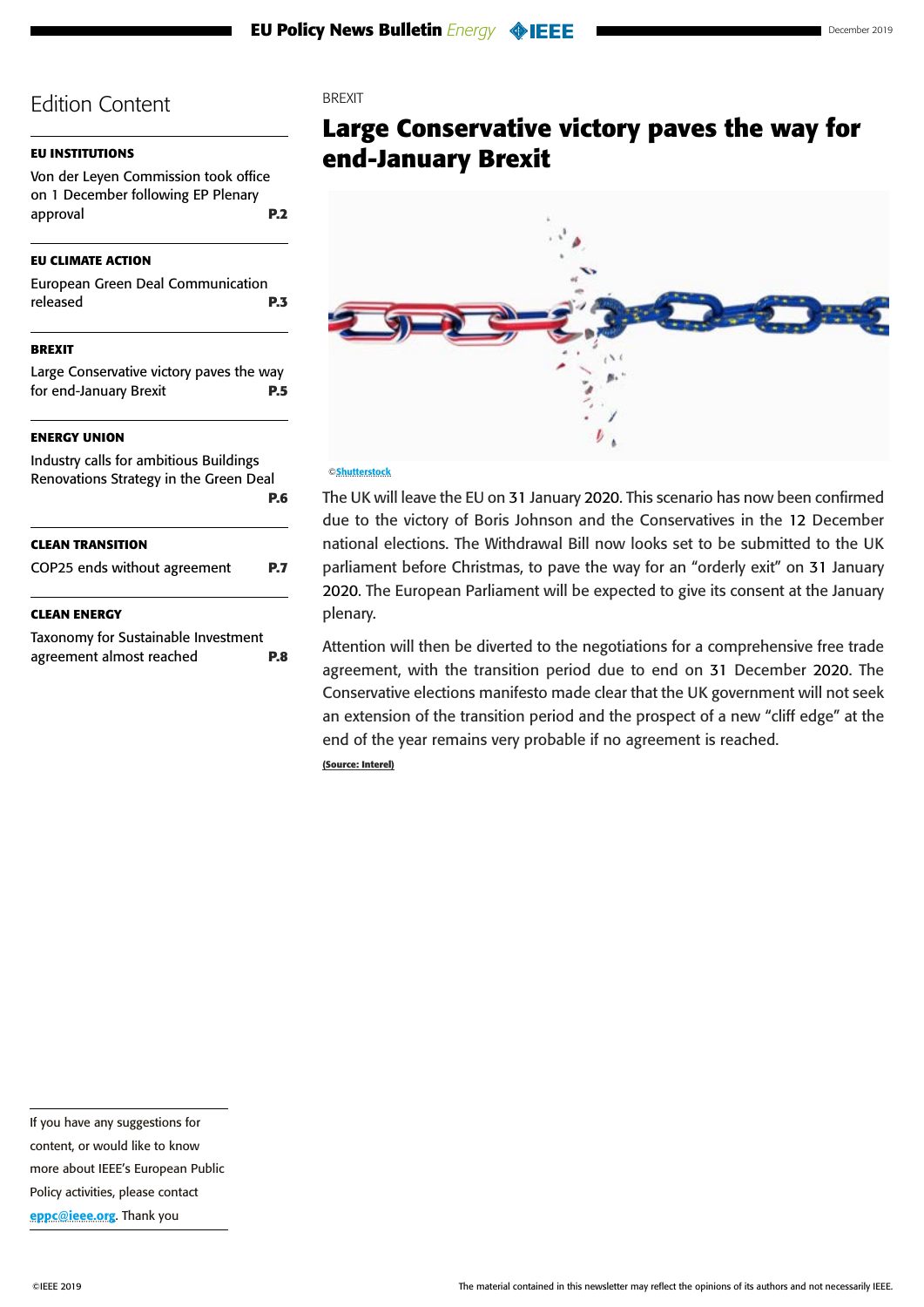## Edition Content

**EU INSTITUTIONS**

Von der Leyen Commission took office on 1 December following EP Plenary approval **P.2**

**EU CLIMATE ACTION**

European Green Deal Communication released **P.3**

**BREXIT**

Large Conservative victory paves the way for end-January Brexit **P.5**

**ENERGY UNION**

Industry calls for ambitious Buildings Renovations Strategy in the Green Deal **P.6**

**CLEAN TRANSITION**

COP25 ends without agreement **P.7**

**CLEAN ENERGY**

Taxonomy for Sustainable Investment agreement almost reached **P.8**

BREXIT

# Large Conservative victory paves the way for end-January Brexit

©Shutterstock

The UK will leave the EU on 31 January 2020. This scenario has now been confirmed due to the victory of Boris Johnson and the Conservatives in the 12 December national elections. The Withdrawal Bill now looks set to be submitted to the UK parliament before Christmas, to pave the way for an "orderly exit" on 31 January 2020. The European Parliament will be expected to give its consent at the January plenary.

Attention will then be diverted to the negotiations for a comprehensive free trade agreement, with the transition period due to end on 31 December 2020. The Conservative elections manifesto made clear that the UK government will not seek an extension of the transition period and the prospect of a new "cliff edge" at the end of the year remains very probable if no agreement is reached.

(Source: Interel)

If you have any suggestions for content, or would like to know more about IEEE's European Public Policy activities, please contact eppc@ieee.org. Thank you

©IEEE 2019

The material contained in this newsletter may reflect the opinions of its authors and not necessarily IEEE.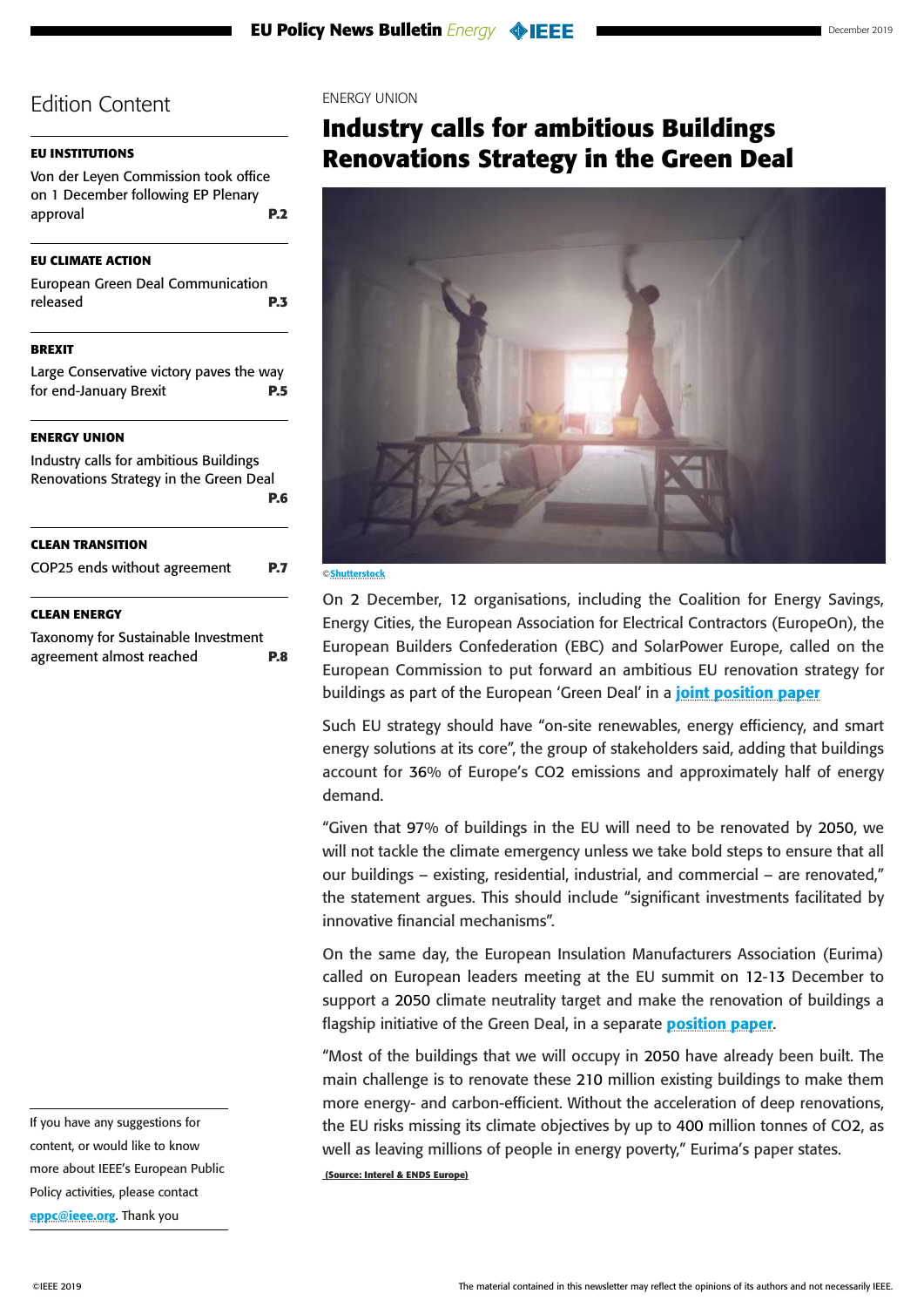## Edition Content

**EU INSTITUTIONS**

Von der Leyen Commission took office on 1 December following EP Plenary approval **P.2**

**EU CLIMATE ACTION**

European Green Deal Communication released **P.3**

**BREXIT**

Large Conservative victory paves the way for end-January Brexit **P.5**

**ENERGY UNION**

Industry calls for ambitious Buildings Renovations Strategy in the Green Deal **P.6**

**CLEAN TRANSITION**

COP25 ends without agreement **P.7**

**CLEAN ENERGY**

Taxonomy for Sustainable Investment agreement almost reached **P.8**

If you have any suggestions for content, or would like to know more about IEEE's European Public Policy activities, please contact eppc@ieee.org. Thank you

ENERGY UNION

# Industry calls for ambitious Buildings Renovations Strategy in the Green Deal

©Shutterstock

On 2 December, 12 organisations, including the Coalition for Energy Savings, Energy Cities, the European Association for Electrical Contractors (EuropeOn), the European Builders Confederation (EBC) and SolarPower Europe, called on the European Commission to put forward an ambitious EU renovation strategy for buildings as part of the European 'Green Deal' in a **joint position paper**

Such EU strategy should have "on-site renewables, energy efficiency, and smart energy solutions at its core", the group of stakeholders said, adding that buildings account for 36% of Europe's $CO_2$ emissions and approximately half of energy demand.

"Given that 97% of buildings in the EU will need to be renovated by 2050, we will not tackle the climate emergency unless we take bold steps to ensure that all our buildings – existing, residential, industrial, and commercial – are renovated," the statement argues. This should include "significant investments facilitated by innovative financial mechanisms".

On the same day, the European Insulation Manufacturers Association (Eurima) called on European leaders meeting at the EU summit on 12-13 December to support a 2050 climate neutrality target and make the renovation of buildings a flagship initiative of the Green Deal, in a separate **position paper**.

"Most of the buildings that we will occupy in 2050 have already been built. The main challenge is to renovate these 210 million existing buildings to make them more energy- and carbon-efficient. Without the acceleration of deep renovations, the EU risks missing its climate objectives by up to 400 million tonnes of $CO_2$, as well as leaving millions of people in energy poverty," Eurima's paper states.

**(Source: Interel & ENDS Europe)**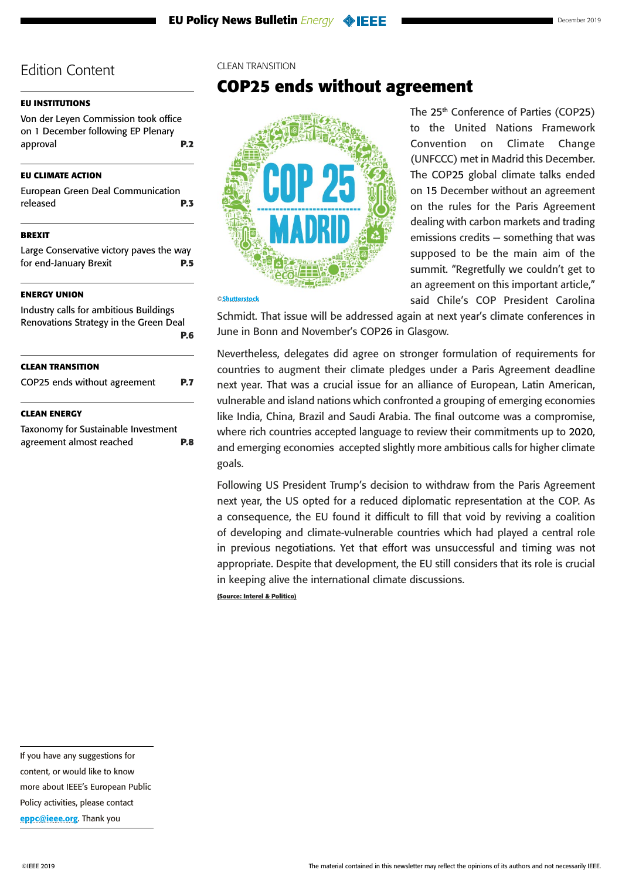## Edition Content

**EU INSTITUTIONS**

Von der Leyen Commission took office on 1 December following EP Plenary approval **P.2**

**EU CLIMATE ACTION**

European Green Deal Communication released **P.3**

**BREXIT**

Large Conservative victory paves the way for end-January Brexit **P.5**

**ENERGY UNION**

Industry calls for ambitious Buildings Renovations Strategy in the Green Deal **P.6**

**CLEAN TRANSITION**

COP25 ends without agreement **P.7**

**CLEAN ENERGY**

Taxonomy for Sustainable Investment agreement almost reached **P.8**

If you have any suggestions for content, or would like to know more about IEEE's European Public Policy activities, please contact eppc@ieee.org. Thank you

CLEAN TRANSITION

# COP25 ends without agreement

©Shutterstock

The 25th Conference of Parties (COP25) to the United Nations Framework Convention on Climate Change (UNFCCC) met in Madrid this December. The COP25 global climate talks ended on 15 December without an agreement on the rules for the Paris Agreement dealing with carbon markets and trading emissions credits – something that was supposed to be the main aim of the summit. "Regretfully we couldn't get to an agreement on this important article," said Chile's COP President Carolina Schmidt. That issue will be addressed again at next year's climate conferences in June in Bonn and November's COP26 in Glasgow.

Nevertheless, delegates did agree on stronger formulation of requirements for countries to augment their climate pledges under a Paris Agreement deadline next year. That was a crucial issue for an alliance of European, Latin American, vulnerable and island nations which confronted a grouping of emerging economies like India, China, Brazil and Saudi Arabia. The final outcome was a compromise, where rich countries accepted language to review their commitments up to 2020, and emerging economies accepted slightly more ambitious calls for higher climate goals.

Following US President Trump's decision to withdraw from the Paris Agreement next year, the US opted for a reduced diplomatic representation at the COP. As a consequence, the EU found it difficult to fill that void by reviving a coalition of developing and climate-vulnerable countries which had played a central role in previous negotiations. Yet that effort was unsuccessful and timing was not appropriate. Despite that development, the EU still considers that its role is crucial in keeping alive the international climate discussions.

(Source: Interel & Politico)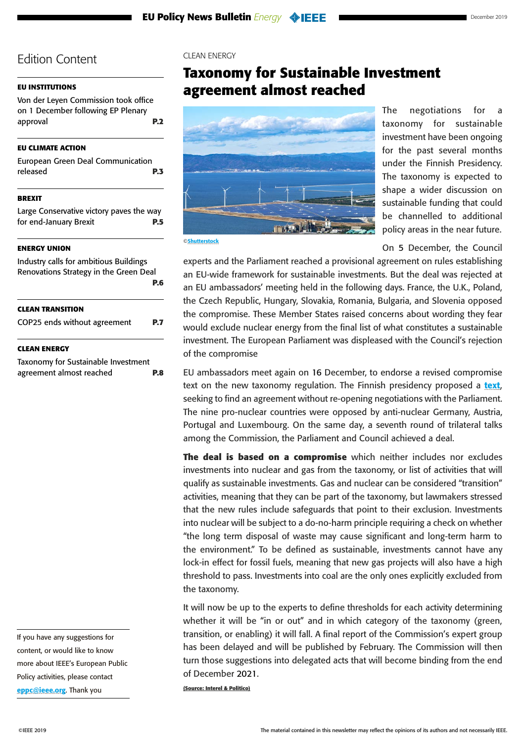# Edition Content

**EU INSTITUTIONS**

Von der Leyen Commission took office on 1 December following EP Plenary approval **P.2**

**EU CLIMATE ACTION**

European Green Deal Communication released **P.3**

**BREXIT**

Large Conservative victory paves the way for end-January Brexit **P.5**

**ENERGY UNION**

Industry calls for ambitious Buildings Renovations Strategy in the Green Deal **P.6**

**CLEAN TRANSITION**

COP25 ends without agreement **P.7**

**CLEAN ENERGY**

Taxonomy for Sustainable Investment agreement almost reached **P.8**

If you have any suggestions for content, or would like to know more about IEEE's European Public Policy activities, please contact eppc@ieee.org. Thank you

CLEAN ENERGY

## Taxonomy for Sustainable Investment agreement almost reached

©Shutterstock

The negotiations for a taxonomy for sustainable investment have been ongoing for the past several months under the Finnish Presidency. The taxonomy is expected to shape a wider discussion on sustainable funding that could be channelled to additional policy areas in the near future.

On 5 December, the Council experts and the Parliament reached a provisional agreement on rules establishing an EU-wide framework for sustainable investments. But the deal was rejected at an EU ambassadors' meeting held in the following days. France, the U.K., Poland, the Czech Republic, Hungary, Slovakia, Romania, Bulgaria, and Slovenia opposed the compromise. These Member States raised concerns about wording they fear would exclude nuclear energy from the final list of what constitutes a sustainable investment. The European Parliament was displeased with the Council's rejection of the compromise

EU ambassadors meet again on 16 December, to endorse a revised compromise text on the new taxonomy regulation. The Finnish presidency proposed a **text**, seeking to find an agreement without re-opening negotiations with the Parliament. The nine pro-nuclear countries were opposed by anti-nuclear Germany, Austria, Portugal and Luxembourg. On the same day, a seventh round of trilateral talks among the Commission, the Parliament and Council achieved a deal.

**The deal is based on a compromise** which neither includes nor excludes investments into nuclear and gas from the taxonomy, or list of activities that will qualify as sustainable investments. Gas and nuclear can be considered "transition" activities, meaning that they can be part of the taxonomy, but lawmakers stressed that the new rules include safeguards that point to their exclusion. Investments into nuclear will be subject to a do-no-harm principle requiring a check on whether "the long term disposal of waste may cause significant and long-term harm to the environment." To be defined as sustainable, investments cannot have any lock-in effect for fossil fuels, meaning that new gas projects will also have a high threshold to pass. Investments into coal are the only ones explicitly excluded from the taxonomy.

It will now be up to the experts to define thresholds for each activity determining whether it will be "in or out" and in which category of the taxonomy (green, transition, or enabling) it will fall. A final report of the Commission's expert group has been delayed and will be published by February. The Commission will then turn those suggestions into delegated acts that will become binding from the end of December 2021.

(Source: Interel & Politico)

©IEEE 2019

The material contained in this newsletter may reflect the opinions of its authors and not necessarily IEEE.